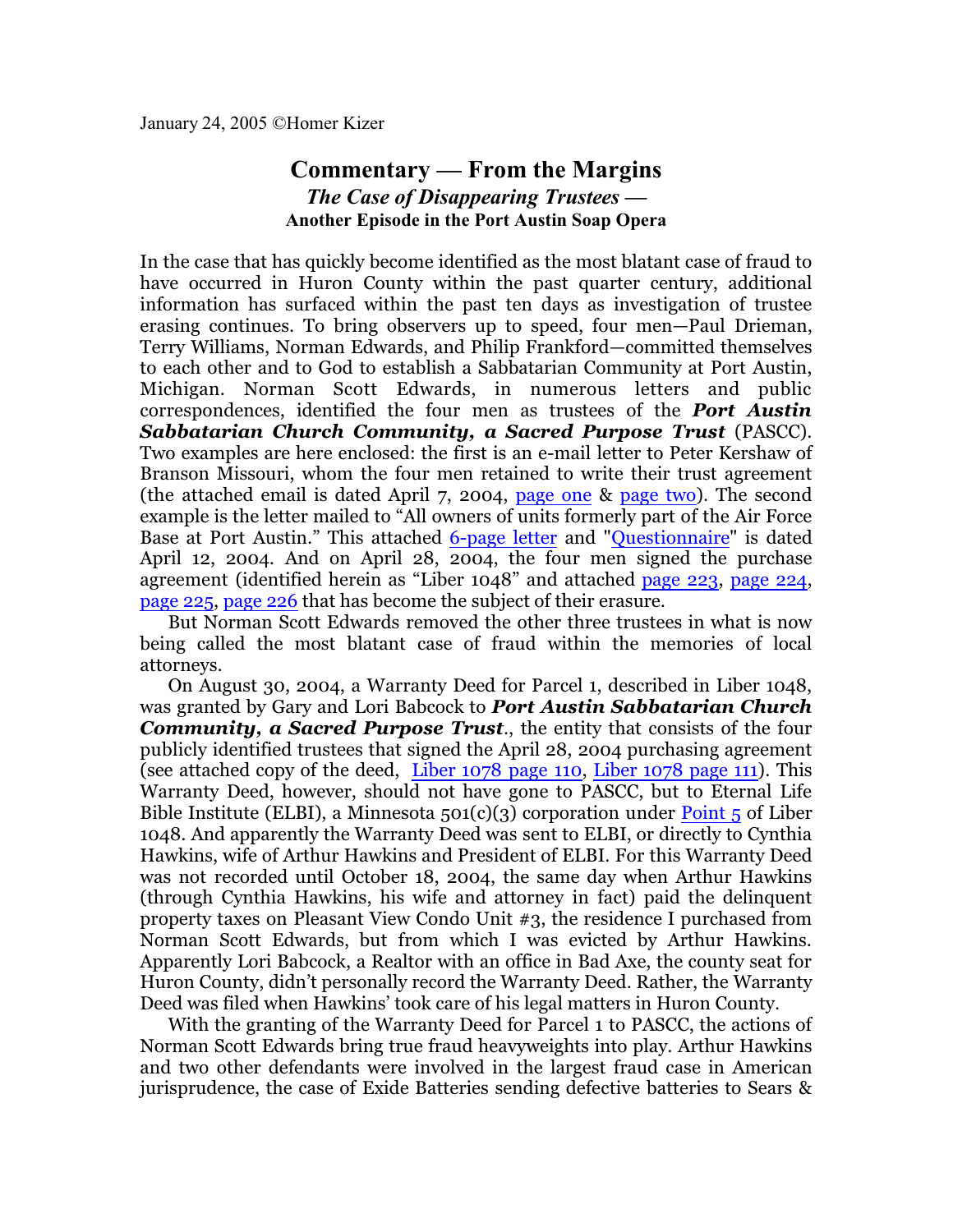January 24, 2005 ©Homer Kizer

# Commentary — From the Margins

## *The Case of Disappearing Trustees —*

### Another Episode in the Port Austin Soap Opera

In the case that has quickly become identified as the most blatant case of fraud to have occurred in Huron County within the past quarter century, additional information has surfaced within the past ten days as investigation of trustee erasing continues. To bring observers up to speed, four men—Paul Drieman, Terry Williams, Norman Edwards, and Philip Frankford—committed themselves to each other and to God to establish a Sabbatarian Community at Port Austin, Michigan. Norman Scott Edwards, in numerous letters and public correspondences, identified the four men as trustees of the ***Port Austin Sabbatarian Church Community, a Sacred Purpose Trust*** (PASCC). Two examples are here enclosed: the first is an e-mail letter to Peter Kershaw of Branson Missouri, whom the four men retained to write their trust agreement (the attached email is dated April 7, 2004, page one & page two). The second example is the letter mailed to "All owners of units formerly part of the Air Force Base at Port Austin." This attached 6-page letter and "Questionnaire" is dated April 12, 2004. And on April 28, 2004, the four men signed the purchase agreement (identified herein as "Liber 1048" and attached page 223, page 224, page 225, page 226 that has become the subject of their erasure.

But Norman Scott Edwards removed the other three trustees in what is now being called the most blatant case of fraud within the memories of local attorneys.

On August 30, 2004, a Warranty Deed for Parcel 1, described in Liber 1048, was granted by Gary and Lori Babcock to ***Port Austin Sabbatarian Church Community, a Sacred Purpose Trust***., the entity that consists of the four publicly identified trustees that signed the April 28, 2004 purchasing agreement (see attached copy of the deed, Liber 1078 page 110, Liber 1078 page 111). This Warranty Deed, however, should not have gone to PASCC, but to Eternal Life Bible Institute (ELBI), a Minnesota 501(c)(3) corporation under Point 5 of Liber 1048. And apparently the Warranty Deed was sent to ELBI, or directly to Cynthia Hawkins, wife of Arthur Hawkins and President of ELBI. For this Warranty Deed was not recorded until October 18, 2004, the same day when Arthur Hawkins (through Cynthia Hawkins, his wife and attorney in fact) paid the delinquent property taxes on Pleasant View Condo Unit #3, the residence I purchased from Norman Scott Edwards, but from which I was evicted by Arthur Hawkins. Apparently Lori Babcock, a Realtor with an office in Bad Axe, the county seat for Huron County, didn't personally record the Warranty Deed. Rather, the Warranty Deed was filed when Hawkins' took care of his legal matters in Huron County.

With the granting of the Warranty Deed for Parcel 1 to PASCC, the actions of Norman Scott Edwards bring true fraud heavyweights into play. Arthur Hawkins and two other defendants were involved in the largest fraud case in American jurisprudence, the case of Exide Batteries sending defective batteries to Sears &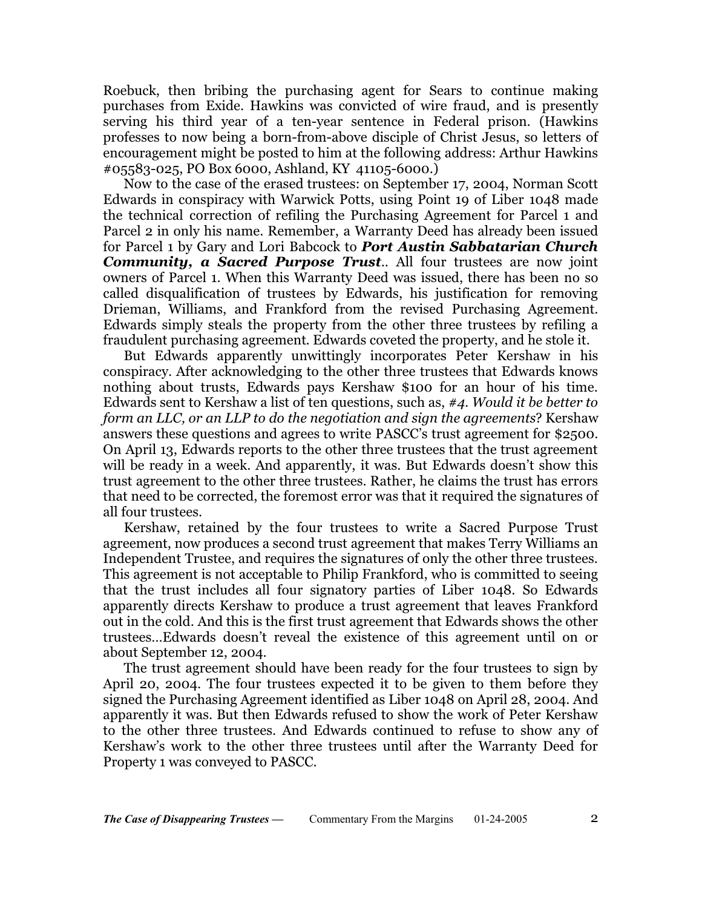Roebuck, then bribing the purchasing agent for Sears to continue making purchases from Exide. Hawkins was convicted of wire fraud, and is presently serving his third year of a ten-year sentence in Federal prison. (Hawkins professes to now being a born-from-above disciple of Christ Jesus, so letters of encouragement might be posted to him at the following address: Arthur Hawkins #05583-025, PO Box 6000, Ashland, KY 41105-6000.)

Now to the case of the erased trustees: on September 17, 2004, Norman Scott Edwards in conspiracy with Warwick Potts, using Point 19 of Liber 1048 made the technical correction of refiling the Purchasing Agreement for Parcel 1 and Parcel 2 in only his name. Remember, a Warranty Deed has already been issued for Parcel 1 by Gary and Lori Babcock to ***Port Austin Sabbatarian Church Community, a Sacred Purpose Trust***.. All four trustees are now joint owners of Parcel 1. When this Warranty Deed was issued, there has been no so called disqualification of trustees by Edwards, his justification for removing Drieman, Williams, and Frankford from the revised Purchasing Agreement. Edwards simply steals the property from the other three trustees by refiling a fraudulent purchasing agreement. Edwards coveted the property, and he stole it.

But Edwards apparently unwittingly incorporates Peter Kershaw in his conspiracy. After acknowledging to the other three trustees that Edwards knows nothing about trusts, Edwards pays Kershaw $100 for an hour of his time. Edwards sent to Kershaw a list of ten questions, such as, *#4. Would it be better to form an LLC, or an LLP to do the negotiation and sign the agreements*? Kershaw answers these questions and agrees to write PASCC's trust agreement for $2500. On April 13, Edwards reports to the other three trustees that the trust agreement will be ready in a week. And apparently, it was. But Edwards doesn't show this trust agreement to the other three trustees. Rather, he claims the trust has errors that need to be corrected, the foremost error was that it required the signatures of all four trustees.

Kershaw, retained by the four trustees to write a Sacred Purpose Trust agreement, now produces a second trust agreement that makes Terry Williams an Independent Trustee, and requires the signatures of only the other three trustees. This agreement is not acceptable to Philip Frankford, who is committed to seeing that the trust includes all four signatory parties of Liber 1048. So Edwards apparently directs Kershaw to produce a trust agreement that leaves Frankford out in the cold. And this is the first trust agreement that Edwards shows the other trustees…Edwards doesn't reveal the existence of this agreement until on or about September 12, 2004.

The trust agreement should have been ready for the four trustees to sign by April 20, 2004. The four trustees expected it to be given to them before they signed the Purchasing Agreement identified as Liber 1048 on April 28, 2004. And apparently it was. But then Edwards refused to show the work of Peter Kershaw to the other three trustees. And Edwards continued to refuse to show any of Kershaw's work to the other three trustees until after the Warranty Deed for Property 1 was conveyed to PASCC.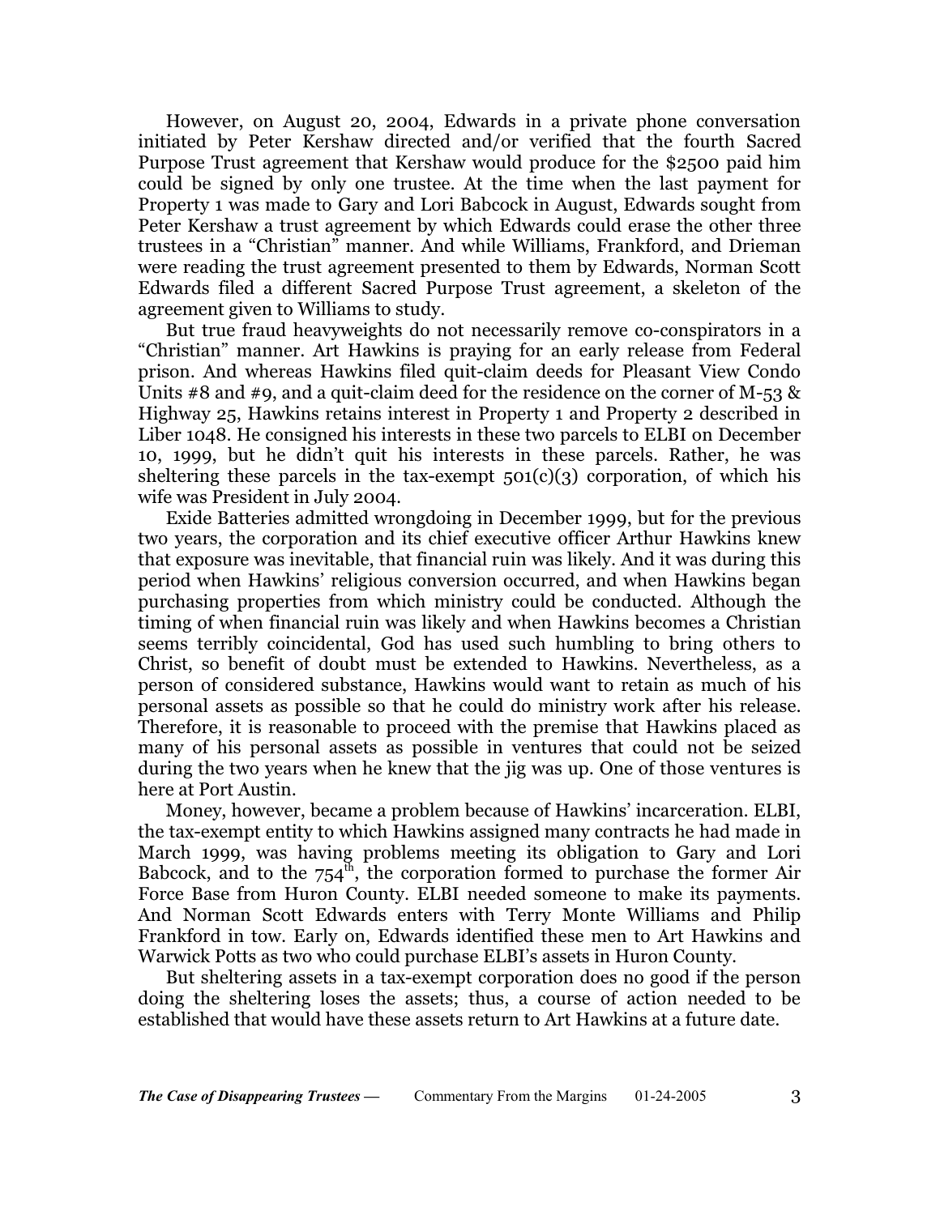However, on August 20, 2004, Edwards in a private phone conversation initiated by Peter Kershaw directed and/or verified that the fourth Sacred Purpose Trust agreement that Kershaw would produce for the $2500 paid him could be signed by only one trustee. At the time when the last payment for Property 1 was made to Gary and Lori Babcock in August, Edwards sought from Peter Kershaw a trust agreement by which Edwards could erase the other three trustees in a "Christian" manner. And while Williams, Frankford, and Drieman were reading the trust agreement presented to them by Edwards, Norman Scott Edwards filed a different Sacred Purpose Trust agreement, a skeleton of the agreement given to Williams to study.

But true fraud heavyweights do not necessarily remove co-conspirators in a "Christian" manner. Art Hawkins is praying for an early release from Federal prison. And whereas Hawkins filed quit-claim deeds for Pleasant View Condo Units #8 and #9, and a quit-claim deed for the residence on the corner of M-53 & Highway 25, Hawkins retains interest in Property 1 and Property 2 described in Liber 1048. He consigned his interests in these two parcels to ELBI on December 10, 1999, but he didn't quit his interests in these parcels. Rather, he was sheltering these parcels in the tax-exempt 501(c)(3) corporation, of which his wife was President in July 2004.

Exide Batteries admitted wrongdoing in December 1999, but for the previous two years, the corporation and its chief executive officer Arthur Hawkins knew that exposure was inevitable, that financial ruin was likely. And it was during this period when Hawkins' religious conversion occurred, and when Hawkins began purchasing properties from which ministry could be conducted. Although the timing of when financial ruin was likely and when Hawkins becomes a Christian seems terribly coincidental, God has used such humbling to bring others to Christ, so benefit of doubt must be extended to Hawkins. Nevertheless, as a person of considered substance, Hawkins would want to retain as much of his personal assets as possible so that he could do ministry work after his release. Therefore, it is reasonable to proceed with the premise that Hawkins placed as many of his personal assets as possible in ventures that could not be seized during the two years when he knew that the jig was up. One of those ventures is here at Port Austin.

Money, however, became a problem because of Hawkins' incarceration. ELBI, the tax-exempt entity to which Hawkins assigned many contracts he had made in March 1999, was having problems meeting its obligation to Gary and Lori Babcock, and to the 754th, the corporation formed to purchase the former Air Force Base from Huron County. ELBI needed someone to make its payments. And Norman Scott Edwards enters with Terry Monte Williams and Philip Frankford in tow. Early on, Edwards identified these men to Art Hawkins and Warwick Potts as two who could purchase ELBI's assets in Huron County.

But sheltering assets in a tax-exempt corporation does no good if the person doing the sheltering loses the assets; thus, a course of action needed to be established that would have these assets return to Art Hawkins at a future date.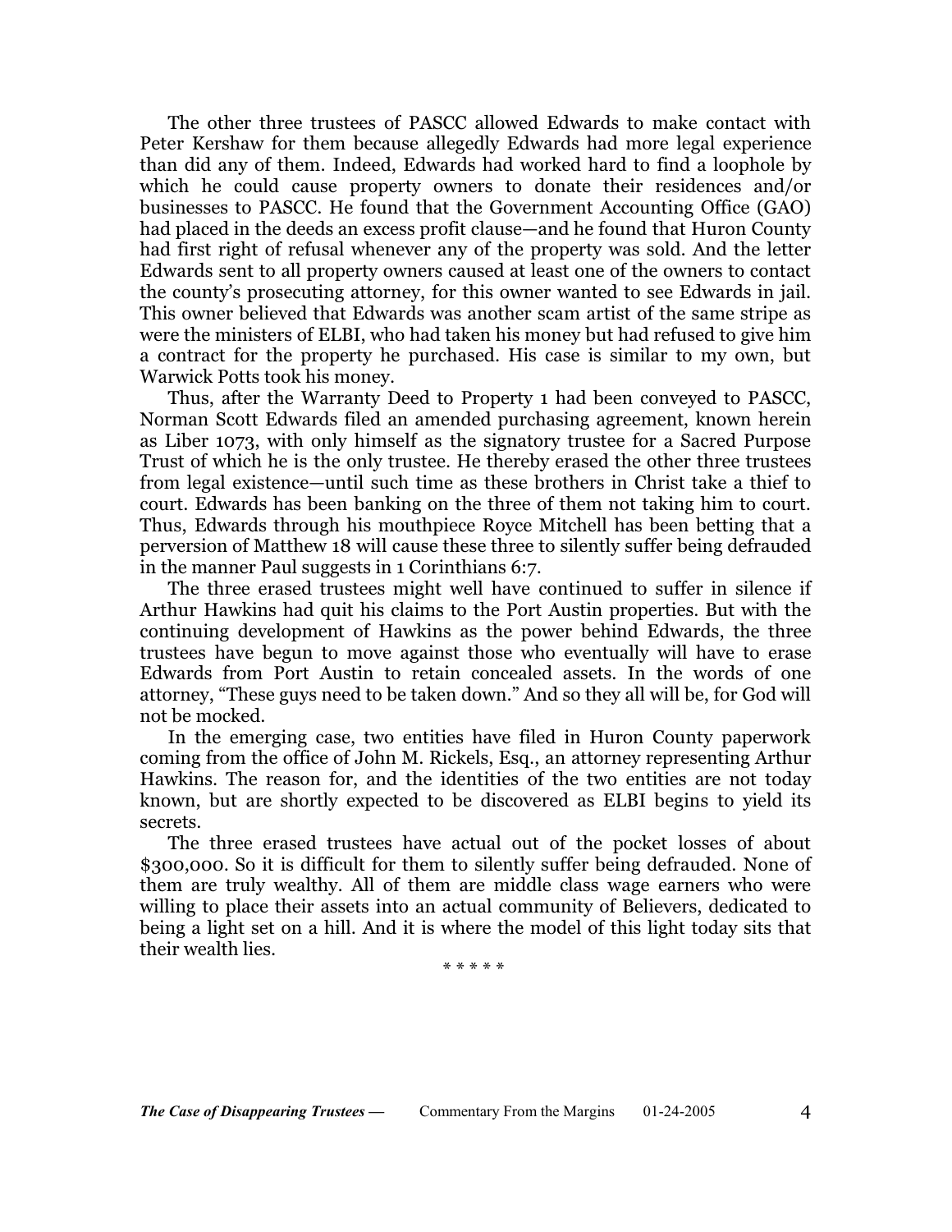The other three trustees of PASCC allowed Edwards to make contact with Peter Kershaw for them because allegedly Edwards had more legal experience than did any of them. Indeed, Edwards had worked hard to find a loophole by which he could cause property owners to donate their residences and/or businesses to PASCC. He found that the Government Accounting Office (GAO) had placed in the deeds an excess profit clause—and he found that Huron County had first right of refusal whenever any of the property was sold. And the letter Edwards sent to all property owners caused at least one of the owners to contact the county's prosecuting attorney, for this owner wanted to see Edwards in jail. This owner believed that Edwards was another scam artist of the same stripe as were the ministers of ELBI, who had taken his money but had refused to give him a contract for the property he purchased. His case is similar to my own, but Warwick Potts took his money.

Thus, after the Warranty Deed to Property 1 had been conveyed to PASCC, Norman Scott Edwards filed an amended purchasing agreement, known herein as Liber 1073, with only himself as the signatory trustee for a Sacred Purpose Trust of which he is the only trustee. He thereby erased the other three trustees from legal existence—until such time as these brothers in Christ take a thief to court. Edwards has been banking on the three of them not taking him to court. Thus, Edwards through his mouthpiece Royce Mitchell has been betting that a perversion of Matthew 18 will cause these three to silently suffer being defrauded in the manner Paul suggests in 1 Corinthians 6:7.

The three erased trustees might well have continued to suffer in silence if Arthur Hawkins had quit his claims to the Port Austin properties. But with the continuing development of Hawkins as the power behind Edwards, the three trustees have begun to move against those who eventually will have to erase Edwards from Port Austin to retain concealed assets. In the words of one attorney, "These guys need to be taken down." And so they all will be, for God will not be mocked.

In the emerging case, two entities have filed in Huron County paperwork coming from the office of John M. Rickels, Esq., an attorney representing Arthur Hawkins. The reason for, and the identities of the two entities are not today known, but are shortly expected to be discovered as ELBI begins to yield its secrets.

The three erased trustees have actual out of the pocket losses of about $300,000. So it is difficult for them to silently suffer being defrauded. None of them are truly wealthy. All of them are middle class wage earners who were willing to place their assets into an actual community of Believers, dedicated to being a light set on a hill. And it is where the model of this light today sits that their wealth lies.

* * * * *